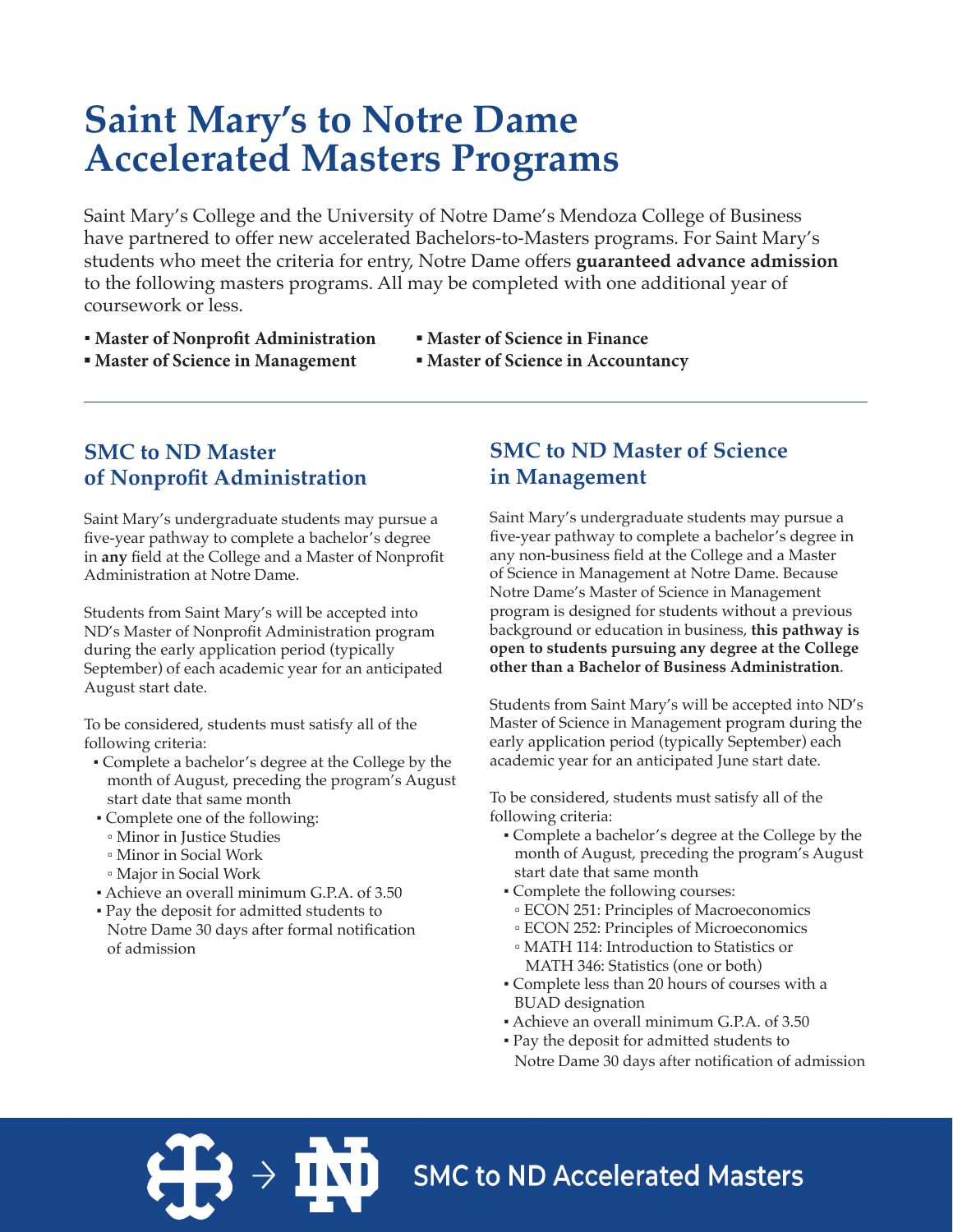# Saint Mary's to Notre Dame Accelerated Masters Programs

Saint Mary's College and the University of Notre Dame's Mendoza College of Business have partnered to offer new accelerated Bachelors-to-Masters programs. For Saint Mary's students who meet the criteria for entry, Notre Dame offers **guaranteed advance admission** to the following masters programs. All may be completed with one additional year of coursework or less.

- **Master of Nonprofit Administration**
- **Master of Science in Management**
- **Master of Science in Finance**
- **Master of Science in Accountancy**

---

## SMC to ND Master of Nonprofit Administration

Saint Mary's undergraduate students may pursue a five-year pathway to complete a bachelor's degree in **any** field at the College and a Master of Nonprofit Administration at Notre Dame.

Students from Saint Mary's will be accepted into ND's Master of Nonprofit Administration program during the early application period (typically September) of each academic year for an anticipated August start date.

To be considered, students must satisfy all of the following criteria:

- Complete a bachelor's degree at the College by the month of August, preceding the program's August start date that same month
- Complete one of the following:
  - Minor in Justice Studies
  - Minor in Social Work
  - Major in Social Work
- Achieve an overall minimum G.P.A. of 3.50
- Pay the deposit for admitted students to Notre Dame 30 days after formal notification of admission

## SMC to ND Master of Science in Management

Saint Mary's undergraduate students may pursue a five-year pathway to complete a bachelor's degree in any non-business field at the College and a Master of Science in Management at Notre Dame. Because Notre Dame's Master of Science in Management program is designed for students without a previous background or education in business, **this pathway is open to students pursuing any degree at the College other than a Bachelor of Business Administration**.

Students from Saint Mary's will be accepted into ND's Master of Science in Management program during the early application period (typically September) each academic year for an anticipated June start date.

To be considered, students must satisfy all of the following criteria:

- Complete a bachelor's degree at the College by the month of August, preceding the program's August start date that same month
- Complete the following courses:
  - ECON 251: Principles of Macroeconomics
  - ECON 252: Principles of Microeconomics
  - MATH 114: Introduction to Statistics or MATH 346: Statistics (one or both)
- Complete less than 20 hours of courses with a BUAD designation
- Achieve an overall minimum G.P.A. of 3.50
- Pay the deposit for admitted students to Notre Dame 30 days after notification of admission

SMC to ND Accelerated Masters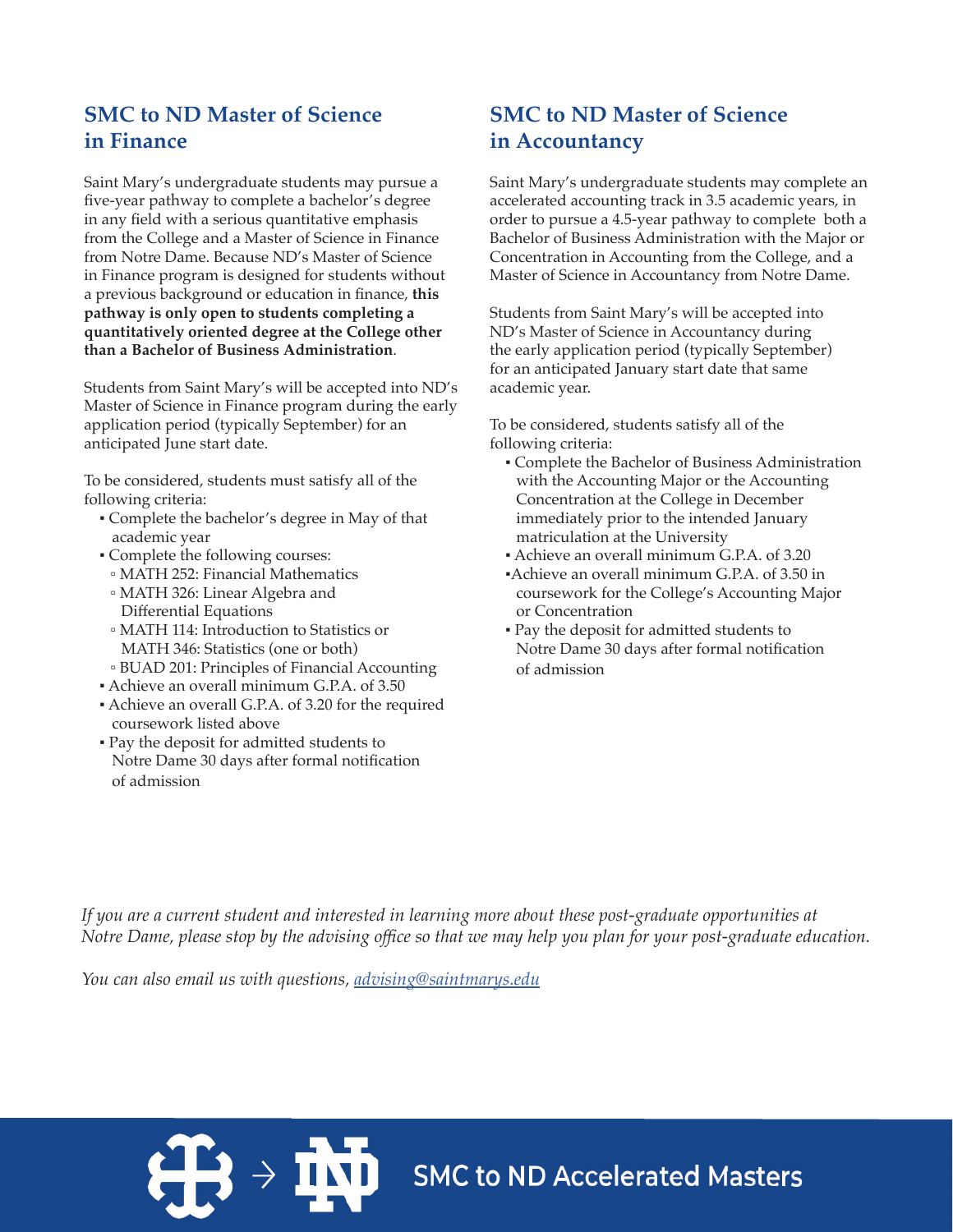## SMC to ND Master of Science in Finance

Saint Mary's undergraduate students may pursue a five-year pathway to complete a bachelor's degree in any field with a serious quantitative emphasis from the College and a Master of Science in Finance from Notre Dame. Because ND's Master of Science in Finance program is designed for students without a previous background or education in finance, **this pathway is only open to students completing a quantitatively oriented degree at the College other than a Bachelor of Business Administration**.

Students from Saint Mary's will be accepted into ND's Master of Science in Finance program during the early application period (typically September) for an anticipated June start date.

To be considered, students must satisfy all of the following criteria:

- Complete the bachelor's degree in May of that academic year
- Complete the following courses:
  - MATH 252: Financial Mathematics
  - MATH 326: Linear Algebra and Differential Equations
  - MATH 114: Introduction to Statistics or MATH 346: Statistics (one or both)
  - BUAD 201: Principles of Financial Accounting
- Achieve an overall minimum G.P.A. of 3.50
- Achieve an overall G.P.A. of 3.20 for the required coursework listed above
- Pay the deposit for admitted students to Notre Dame 30 days after formal notification of admission

## SMC to ND Master of Science in Accountancy

Saint Mary's undergraduate students may complete an accelerated accounting track in 3.5 academic years, in order to pursue a 4.5-year pathway to complete both a Bachelor of Business Administration with the Major or Concentration in Accounting from the College, and a Master of Science in Accountancy from Notre Dame.

Students from Saint Mary's will be accepted into ND's Master of Science in Accountancy during the early application period (typically September) for an anticipated January start date that same academic year.

To be considered, students satisfy all of the following criteria:

- Complete the Bachelor of Business Administration with the Accounting Major or the Accounting Concentration at the College in December immediately prior to the intended January matriculation at the University
- Achieve an overall minimum G.P.A. of 3.20
- Achieve an overall minimum G.P.A. of 3.50 in coursework for the College's Accounting Major or Concentration
- Pay the deposit for admitted students to Notre Dame 30 days after formal notification of admission

*If you are a current student and interested in learning more about these post-graduate opportunities at Notre Dame, please stop by the advising office so that we may help you plan for your post-graduate education.*

*You can also email us with questions, advising@saintmarys.edu*

SMC to ND Accelerated Masters